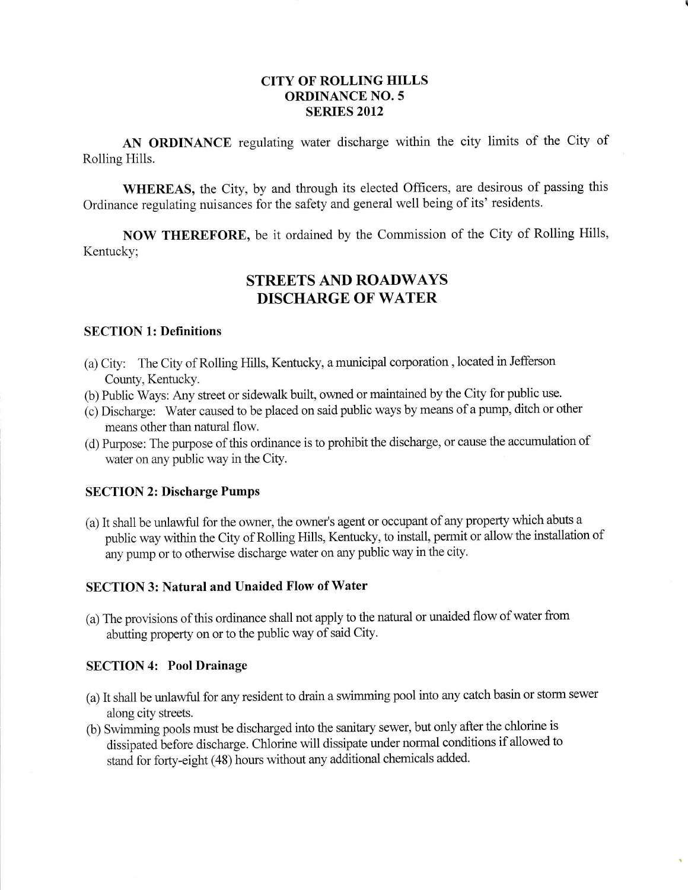# CITY OF ROLLING HILLS
# ORDINANCE NO. 5
# SERIES 2012

**AN ORDINANCE** regulating water discharge within the city limits of the City of Rolling Hills.

**WHEREAS,** the City, by and through its elected Officers, are desirous of passing this Ordinance regulating nuisances for the safety and general well being of its' residents.

**NOW THEREFORE,** be it ordained by the Commission of the City of Rolling Hills, Kentucky;

## STREETS AND ROADWAYS
## DISCHARGE OF WATER

### SECTION 1: Definitions

(a) City: The City of Rolling Hills, Kentucky, a municipal corporation , located in Jefferson County, Kentucky.

(b) Public Ways: Any street or sidewalk built, owned or maintained by the City for public use.

(c) Discharge: Water caused to be placed on said public ways by means of a pump, ditch or other means other than natural flow.

(d) Purpose: The purpose of this ordinance is to prohibit the discharge, or cause the accumulation of water on any public way in the City.

### SECTION 2: Discharge Pumps

(a) It shall be unlawful for the owner, the owner's agent or occupant of any property which abuts a public way within the City of Rolling Hills, Kentucky, to install, permit or allow the installation of any pump or to otherwise discharge water on any public way in the city.

### SECTION 3: Natural and Unaided Flow of Water

(a) The provisions of this ordinance shall not apply to the natural or unaided flow of water from abutting property on or to the public way of said City.

### SECTION 4: Pool Drainage

(a) It shall be unlawful for any resident to drain a swimming pool into any catch basin or storm sewer along city streets.

(b) Swimming pools must be discharged into the sanitary sewer, but only after the chlorine is dissipated before discharge. Chlorine will dissipate under normal conditions if allowed to stand for forty-eight (48) hours without any additional chemicals added.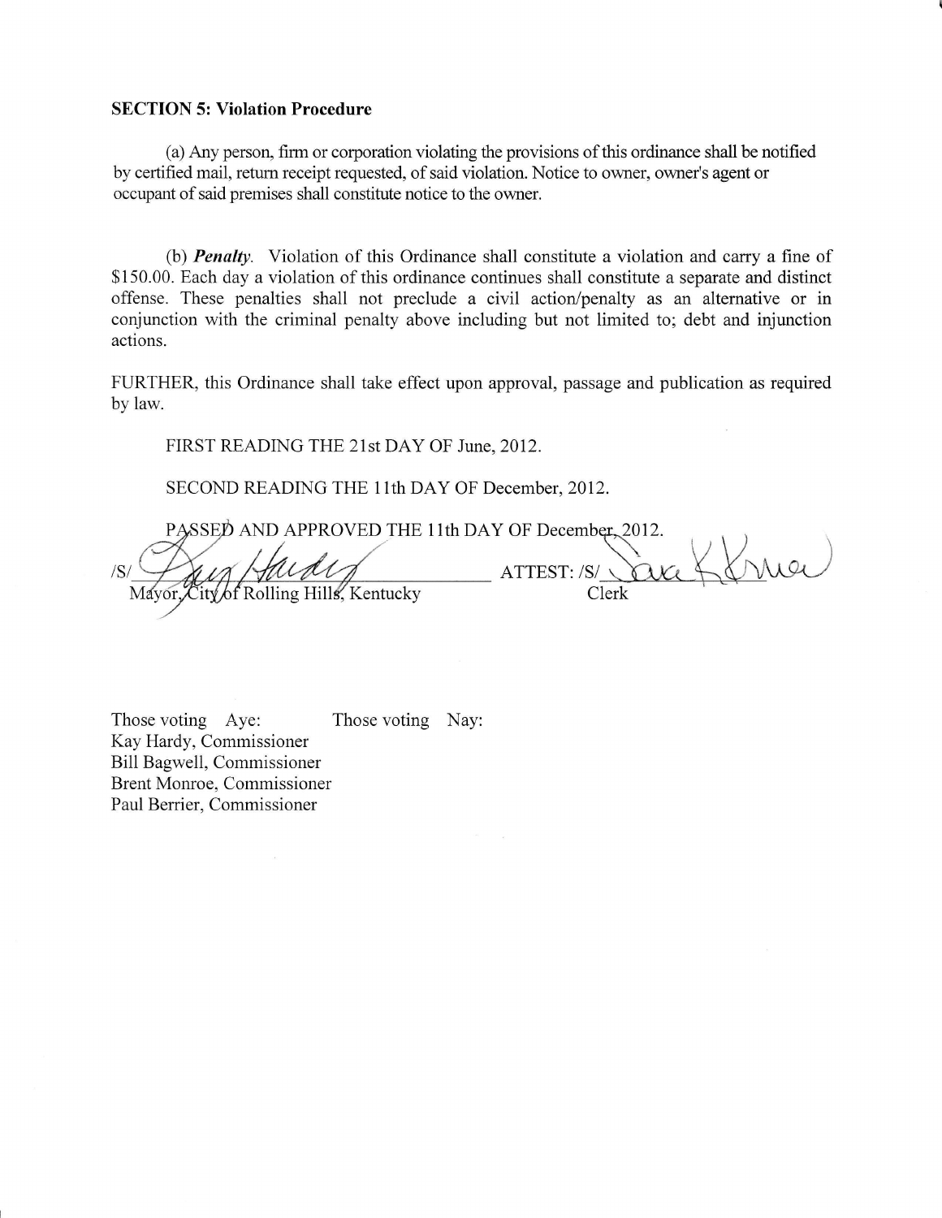**SECTION 5: Violation Procedure**

(a) Any person, firm or corporation violating the provisions of this ordinance shall be notified by certified mail, return receipt requested, of said violation. Notice to owner, owner's agent or occupant of said premises shall constitute notice to the owner.

(b) ***Penalty***. Violation of this Ordinance shall constitute a violation and carry a fine of $150.00. Each day a violation of this ordinance continues shall constitute a separate and distinct offense. These penalties shall not preclude a civil action/penalty as an alternative or in conjunction with the criminal penalty above including but not limited to; debt and injunction actions.

FURTHER, this Ordinance shall take effect upon approval, passage and publication as required by law.

FIRST READING THE 21st DAY OF June, 2012.

SECOND READING THE 11th DAY OF December, 2012.

PASSED AND APPROVED THE 11th DAY OF December, 2012.

/S/ Kay Hardy
Mayor, City of Rolling Hills, Kentucky

ATTEST: /S/
Clerk

Those voting Aye:
Kay Hardy, Commissioner
Bill Bagwell, Commissioner
Brent Monroe, Commissioner
Paul Berrier, Commissioner

Those voting Nay: